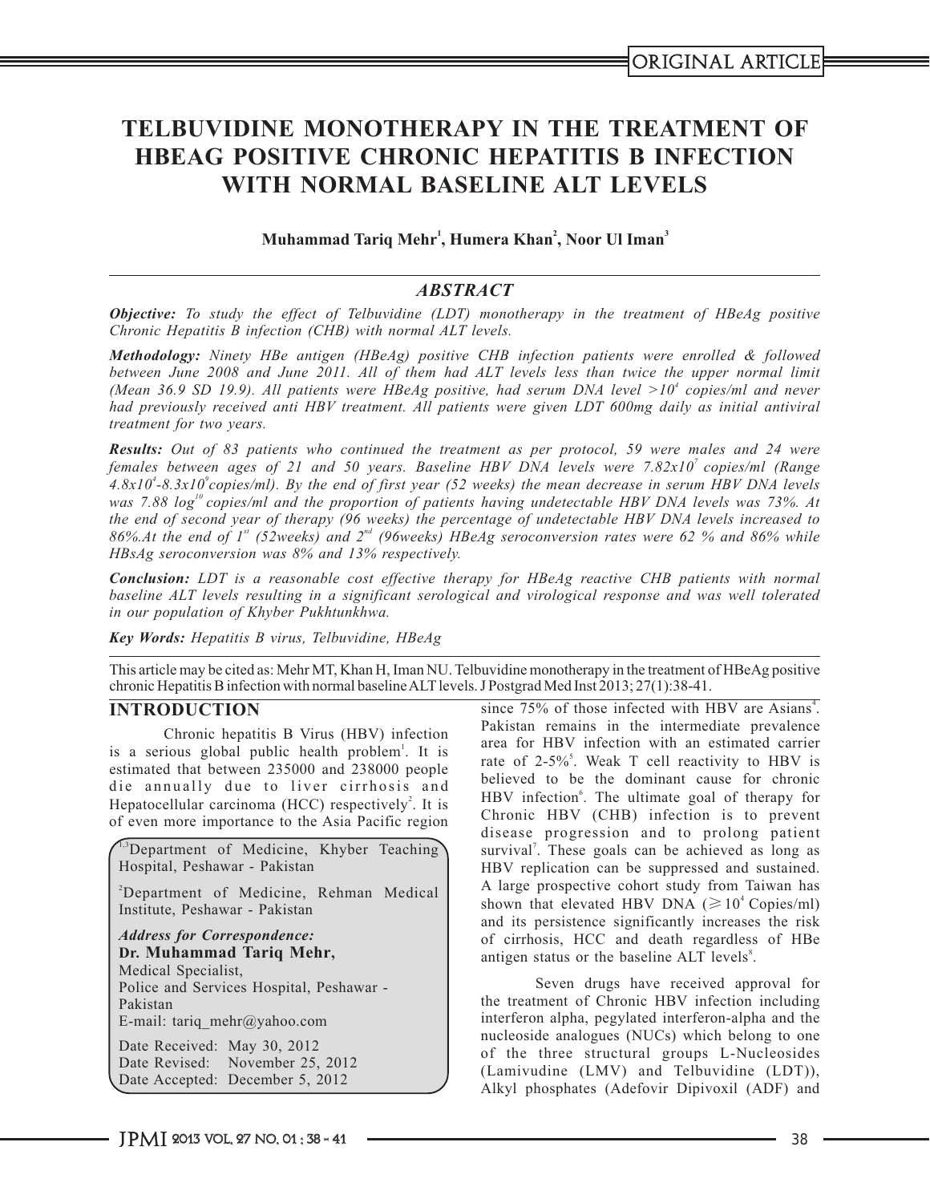ORIGINAL ARTICLE

# TELBUVIDINE MONOTHERAPY IN THE TREATMENT OF HBEAG POSITIVE CHRONIC HEPATITIS B INFECTION WITH NORMAL BASELINE ALT LEVELS

**Muhammad Tariq Mehr[1], Humera Khan[2], Noor Ul Iman[3]**

## ABSTRACT

***Objective:*** *To study the effect of Telbuvidine (LDT) monotherapy in the treatment of HBeAg positive Chronic Hepatitis B infection (CHB) with normal ALT levels.*

***Methodology:*** *Ninety HBe antigen (HBeAg) positive CHB infection patients were enrolled & followed between June 2008 and June 2011. All of them had ALT levels less than twice the upper normal limit (Mean 36.9 SD 19.9). All patients were HBeAg positive, had serum DNA level >$10^4$ copies/ml and never had previously received anti HBV treatment. All patients were given LDT 600mg daily as initial antiviral treatment for two years.*

***Results:*** *Out of 83 patients who continued the treatment as per protocol, 59 were males and 24 were females between ages of 21 and 50 years. Baseline HBV DNA levels were $7.82 \times 10^7$ copies/ml (Range $4.8 \times 10^4$-$8.3 \times 10^9$ copies/ml). By the end of first year (52 weeks) the mean decrease in serum HBV DNA levels was 7.88 $\log^{10}$ copies/ml and the proportion of patients having undetectable HBV DNA levels was 73%. At the end of second year of therapy (96 weeks) the percentage of undetectable HBV DNA levels increased to 86%.At the end of 1st (52weeks) and 2nd (96weeks) HBeAg seroconversion rates were 62 % and 86% while HBsAg seroconversion was 8% and 13% respectively.*

***Conclusion:*** *LDT is a reasonable cost effective therapy for HBeAg reactive CHB patients with normal baseline ALT levels resulting in a significant serological and virological response and was well tolerated in our population of Khyber Pukhtunkhwa.*

***Key Words:*** *Hepatitis B virus, Telbuvidine, HBeAg*

This article may be cited as: Mehr MT, Khan H, Iman NU. Telbuvidine monotherapy in the treatment of HBeAg positive chronic Hepatitis B infection with normal baseline ALT levels. J Postgrad Med Inst 2013; 27(1):38-41.

[1,3]Department of Medicine, Khyber Teaching Hospital, Peshawar - Pakistan

[2]Department of Medicine, Rehman Medical Institute, Peshawar - Pakistan

***Address for Correspondence:***
**Dr. Muhammad Tariq Mehr,**
Medical Specialist,
Police and Services Hospital, Peshawar - Pakistan
E-mail: tariq_mehr@yahoo.com

Date Received: May 30, 2012
Date Revised: November 25, 2012
Date Accepted: December 5, 2012

## INTRODUCTION

Chronic hepatitis B Virus (HBV) infection is a serious global public health problem[1]. It is estimated that between 235000 and 238000 people die annually due to liver cirrhosis and Hepatocellular carcinoma (HCC) respectively[2]. It is of even more importance to the Asia Pacific region since 75% of those infected with HBV are Asians[4]. Pakistan remains in the intermediate prevalence area for HBV infection with an estimated carrier rate of 2-5%[5]. Weak T cell reactivity to HBV is believed to be the dominant cause for chronic HBV infection[6]. The ultimate goal of therapy for Chronic HBV (CHB) infection is to prevent disease progression and to prolong patient survival[7]. These goals can be achieved as long as HBV replication can be suppressed and sustained. A large prospective cohort study from Taiwan has shown that elevated HBV DNA ($\geqslant 10^4$ Copies/ml) and its persistence significantly increases the risk of cirrhosis, HCC and death regardless of HBe antigen status or the baseline ALT levels[8].

Seven drugs have received approval for the treatment of Chronic HBV infection including interferon alpha, pegylated interferon-alpha and the nucleoside analogues (NUCs) which belong to one of the three structural groups L-Nucleosides (Lamivudine (LMV) and Telbuvidine (LDT)), Alkyl phosphates (Adefovir Dipivoxil (ADF) and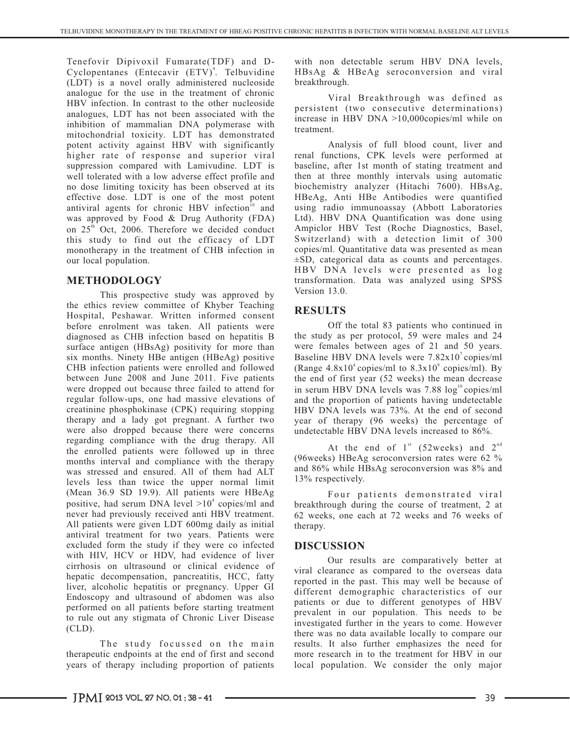Tenefovir Dipivoxil Fumarate(TDF) and D-Cyclopentanes (Entecavir (ETV)[9]. Telbuvidine (LDT) is a novel orally administered nucleoside analogue for the use in the treatment of chronic HBV infection. In contrast to the other nucleoside analogues, LDT has not been associated with the inhibition of mammalian DNA polymerase with mitochondrial toxicity. LDT has demonstrated potent activity against HBV with significantly higher rate of response and superior viral suppression compared with Lamivudine. LDT is well tolerated with a low adverse effect profile and no dose limiting toxicity has been observed at its effective dose. LDT is one of the most potent antiviral agents for chronic HBV infection[10] and was approved by Food & Drug Authority (FDA) on 25[th] Oct, 2006. Therefore we decided conduct this study to find out the efficacy of LDT monotherapy in the treatment of CHB infection in our local population.

## METHODOLOGY

This prospective study was approved by the ethics review committee of Khyber Teaching Hospital, Peshawar. Written informed consent before enrolment was taken. All patients were diagnosed as CHB infection based on hepatitis B surface antigen (HBsAg) positivity for more than six months. Ninety HBe antigen (HBeAg) positive CHB infection patients were enrolled and followed between June 2008 and June 2011. Five patients were dropped out because three failed to attend for regular follow-ups, one had massive elevations of creatinine phosphokinase (CPK) requiring stopping therapy and a lady got pregnant. A further two were also dropped because there were concerns regarding compliance with the drug therapy. All the enrolled patients were followed up in three months interval and compliance with the therapy was stressed and ensured. All of them had ALT levels less than twice the upper normal limit (Mean 36.9 SD 19.9). All patients were HBeAg positive, had serum DNA level $>10^4$ copies/ml and never had previously received anti HBV treatment. All patients were given LDT 600mg daily as initial antiviral treatment for two years. Patients were excluded form the study if they were co infected with HIV, HCV or HDV, had evidence of liver cirrhosis on ultrasound or clinical evidence of hepatic decompensation, pancreatitis, HCC, fatty liver, alcoholic hepatitis or pregnancy. Upper GI Endoscopy and ultrasound of abdomen was also performed on all patients before starting treatment to rule out any stigmata of Chronic Liver Disease (CLD).

The study focussed on the main therapeutic endpoints at the end of first and second years of therapy including proportion of patients with non detectable serum HBV DNA levels, HBsAg & HBeAg seroconversion and viral breakthrough.

Viral Breakthrough was defined as persistent (two consecutive determinations) increase in HBV DNA >10,000copies/ml while on treatment.

Analysis of full blood count, liver and renal functions, CPK levels were performed at baseline, after 1st month of stating treatment and then at three monthly intervals using automatic biochemistry analyzer (Hitachi 7600). HBsAg, HBeAg, Anti HBe Antibodies were quantified using radio immunoassay (Abbott Laboratories Ltd). HBV DNA Quantification was done using Ampiclor HBV Test (Roche Diagnostics, Basel, Switzerland) with a detection limit of 300 copies/ml. Quantitative data was presented as mean ±SD, categorical data as counts and percentages. HBV DNA levels were presented as log transformation. Data was analyzed using SPSS Version 13.0.

## RESULTS

Off the total 83 patients who continued in the study as per protocol, 59 were males and 24 were females between ages of 21 and 50 years. Baseline HBV DNA levels were $7.82 \times 10^7$ copies/ml (Range $4.8 \times 10^4$ copies/ml to $8.3 \times 10^9$ copies/ml). By the end of first year (52 weeks) the mean decrease in serum HBV DNA levels was 7.88 $\log^{10}$ copies/ml and the proportion of patients having undetectable HBV DNA levels was 73%. At the end of second year of therapy (96 weeks) the percentage of undetectable HBV DNA levels increased to 86%.

At the end of 1[st] (52weeks) and 2[nd] (96weeks) HBeAg seroconversion rates were 62 % and 86% while HBsAg seroconversion was 8% and 13% respectively.

Four patients demonstrated viral breakthrough during the course of treatment, 2 at 62 weeks, one each at 72 weeks and 76 weeks of therapy.

## DISCUSSION

Our results are comparatively better at viral clearance as compared to the overseas data reported in the past. This may well be because of different demographic characteristics of our patients or due to different genotypes of HBV prevalent in our population. This needs to be investigated further in the years to come. However there was no data available locally to compare our results. It also further emphasizes the need for more research in to the treatment for HBV in our local population. We consider the only major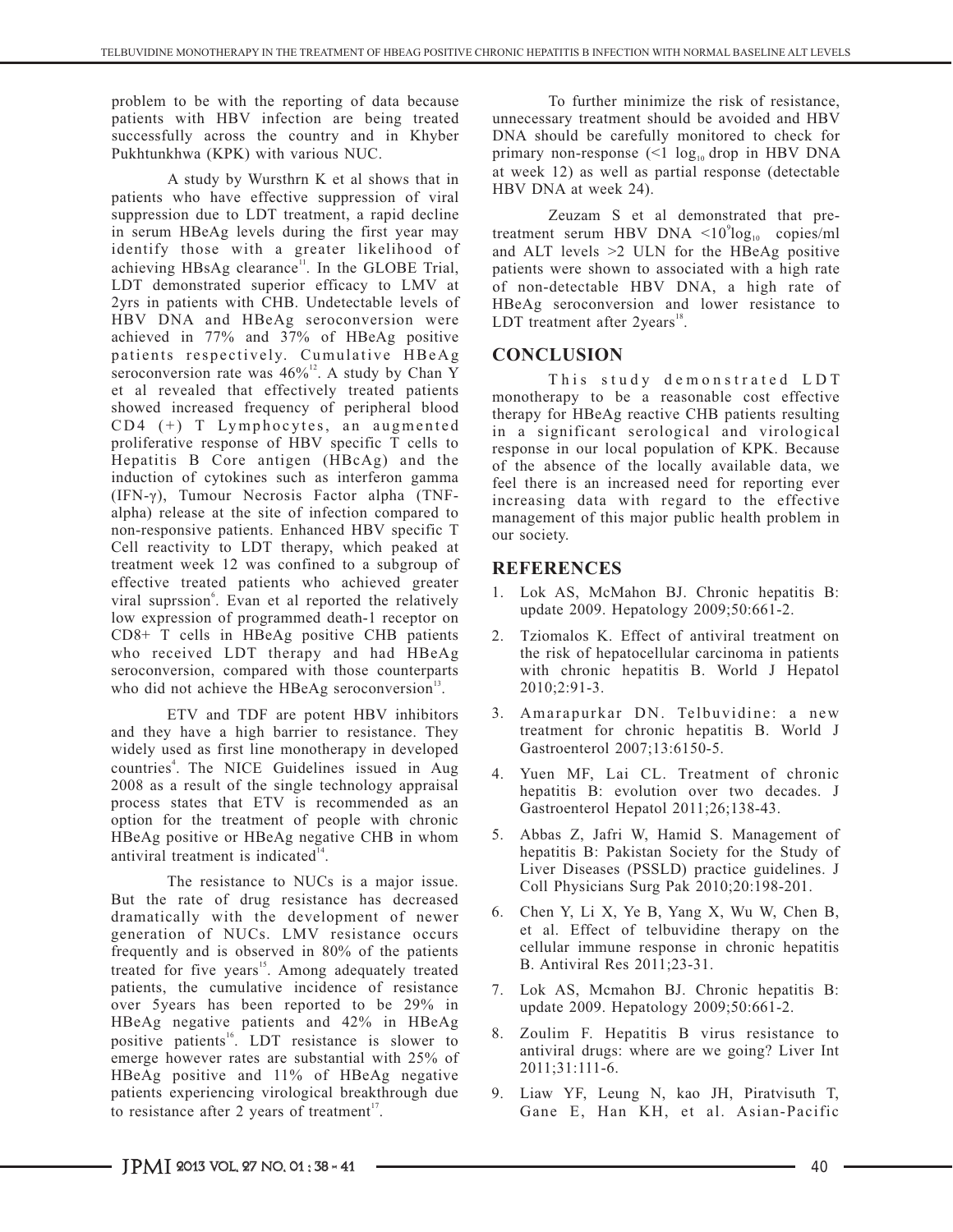problem to be with the reporting of data because patients with HBV infection are being treated successfully across the country and in Khyber Pukhtunkhwa (KPK) with various NUC.

A study by Wursthrn K et al shows that in patients who have effective suppression of viral suppression due to LDT treatment, a rapid decline in serum HBeAg levels during the first year may identify those with a greater likelihood of achieving HBsAg clearance[11]. In the GLOBE Trial, LDT demonstrated superior efficacy to LMV at 2yrs in patients with CHB. Undetectable levels of HBV DNA and HBeAg seroconversion were achieved in 77% and 37% of HBeAg positive patients respectively. Cumulative HBeAg seroconversion rate was 46%[12]. A study by Chan Y et al revealed that effectively treated patients showed increased frequency of peripheral blood CD4 (+) T Lymphocytes, an augmented proliferative response of HBV specific T cells to Hepatitis B Core antigen (HBcAg) and the induction of cytokines such as interferon gamma (IFN-γ), Tumour Necrosis Factor alpha (TNF-alpha) release at the site of infection compared to non-responsive patients. Enhanced HBV specific T Cell reactivity to LDT therapy, which peaked at treatment week 12 was confined to a subgroup of effective treated patients who achieved greater viral suprssion[6]. Evan et al reported the relatively low expression of programmed death-1 receptor on CD8+ T cells in HBeAg positive CHB patients who received LDT therapy and had HBeAg seroconversion, compared with those counterparts who did not achieve the HBeAg seroconversion[13].

ETV and TDF are potent HBV inhibitors and they have a high barrier to resistance. They widely used as first line monotherapy in developed countries[4]. The NICE Guidelines issued in Aug 2008 as a result of the single technology appraisal process states that ETV is recommended as an option for the treatment of people with chronic HBeAg positive or HBeAg negative CHB in whom antiviral treatment is indicated[14].

The resistance to NUCs is a major issue. But the rate of drug resistance has decreased dramatically with the development of newer generation of NUCs. LMV resistance occurs frequently and is observed in 80% of the patients treated for five years[15]. Among adequately treated patients, the cumulative incidence of resistance over 5years has been reported to be 29% in HBeAg negative patients and 42% in HBeAg positive patients[16]. LDT resistance is slower to emerge however rates are substantial with 25% of HBeAg positive and 11% of HBeAg negative patients experiencing virological breakthrough due to resistance after 2 years of treatment[17].

To further minimize the risk of resistance, unnecessary treatment should be avoided and HBV DNA should be carefully monitored to check for primary non-response (<1 $\log_{10}$ drop in HBV DNA at week 12) as well as partial response (detectable HBV DNA at week 24).

Zeuzam S et al demonstrated that pre-treatment serum HBV DNA <$10^9 \log_{10}$ copies/ml and ALT levels >2 ULN for the HBeAg positive patients were shown to associated with a high rate of non-detectable HBV DNA, a high rate of HBeAg seroconversion and lower resistance to LDT treatment after 2years[18].

## CONCLUSION

This study demonstrated LDT monotherapy to be a reasonable cost effective therapy for HBeAg reactive CHB patients resulting in a significant serological and virological response in our local population of KPK. Because of the absence of the locally available data, we feel there is an increased need for reporting ever increasing data with regard to the effective management of this major public health problem in our society.

## REFERENCES

1. Lok AS, McMahon BJ. Chronic hepatitis B: update 2009. Hepatology 2009;50:661-2.
2. Tziomalos K. Effect of antiviral treatment on the risk of hepatocellular carcinoma in patients with chronic hepatitis B. World J Hepatol 2010;2:91-3.
3. Amarapurkar DN. Telbuvidine: a new treatment for chronic hepatitis B. World J Gastroenterol 2007;13:6150-5.
4. Yuen MF, Lai CL. Treatment of chronic hepatitis B: evolution over two decades. J Gastroenterol Hepatol 2011;26;138-43.
5. Abbas Z, Jafri W, Hamid S. Management of hepatitis B: Pakistan Society for the Study of Liver Diseases (PSSLD) practice guidelines. J Coll Physicians Surg Pak 2010;20:198-201.
6. Chen Y, Li X, Ye B, Yang X, Wu W, Chen B, et al. Effect of telbuvidine therapy on the cellular immune response in chronic hepatitis B. Antiviral Res 2011;23-31.
7. Lok AS, Mcmahon BJ. Chronic hepatitis B: update 2009. Hepatology 2009;50:661-2.
8. Zoulim F. Hepatitis B virus resistance to antiviral drugs: where are we going? Liver Int 2011;31:111-6.
9. Liaw YF, Leung N, kao JH, Piratvisuth T, Gane E, Han KH, et al. Asian-Pacific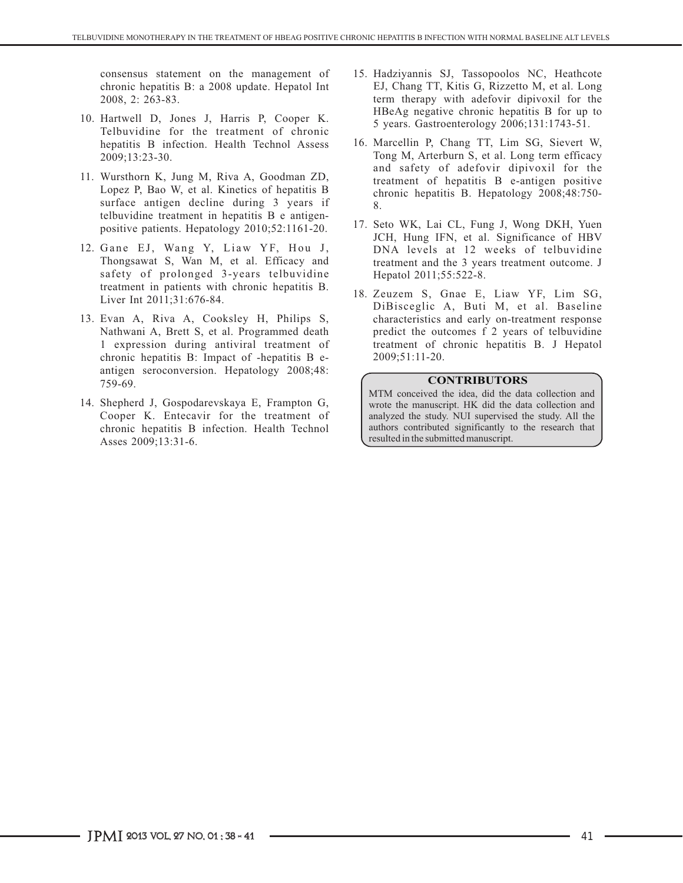consensus statement on the management of chronic hepatitis B: a 2008 update. Hepatol Int 2008, 2: 263-83.

10. Hartwell D, Jones J, Harris P, Cooper K. Telbuvidine for the treatment of chronic hepatitis B infection. Health Technol Assess 2009;13:23-30.
11. Wursthorn K, Jung M, Riva A, Goodman ZD, Lopez P, Bao W, et al. Kinetics of hepatitis B surface antigen decline during 3 years if telbuvidine treatment in hepatitis B e antigen-positive patients. Hepatology 2010;52:1161-20.
12. Gane EJ, Wang Y, Liaw YF, Hou J, Thongsawat S, Wan M, et al. Efficacy and safety of prolonged 3-years telbuvidine treatment in patients with chronic hepatitis B. Liver Int 2011;31:676-84.
13. Evan A, Riva A, Cooksley H, Philips S, Nathwani A, Brett S, et al. Programmed death 1 expression during antiviral treatment of chronic hepatitis B: Impact of -hepatitis B e-antigen seroconversion. Hepatology 2008;48: 759-69.
14. Shepherd J, Gospodarevskaya E, Frampton G, Cooper K. Entecavir for the treatment of chronic hepatitis B infection. Health Technol Asses 2009;13:31-6.
15. Hadziyannis SJ, Tassopoolos NC, Heathcote EJ, Chang TT, Kitis G, Rizzetto M, et al. Long term therapy with adefovir dipivoxil for the HBeAg negative chronic hepatitis B for up to 5 years. Gastroenterology 2006;131:1743-51.
16. Marcellin P, Chang TT, Lim SG, Sievert W, Tong M, Arterburn S, et al. Long term efficacy and safety of adefovir dipivoxil for the treatment of hepatitis B e-antigen positive chronic hepatitis B. Hepatology 2008;48:750-8.
17. Seto WK, Lai CL, Fung J, Wong DKH, Yuen JCH, Hung IFN, et al. Significance of HBV DNA levels at 12 weeks of telbuvidine treatment and the 3 years treatment outcome. J Hepatol 2011;55:522-8.
18. Zeuzem S, Gnae E, Liaw YF, Lim SG, DiBisceglic A, Buti M, et al. Baseline characteristics and early on-treatment response predict the outcomes f 2 years of telbuvidine treatment of chronic hepatitis B. J Hepatol 2009;51:11-20.

**CONTRIBUTORS**

MTM conceived the idea, did the data collection and wrote the manuscript. HK did the data collection and analyzed the study. NUI supervised the study. All the authors contributed significantly to the research that resulted in the submitted manuscript.